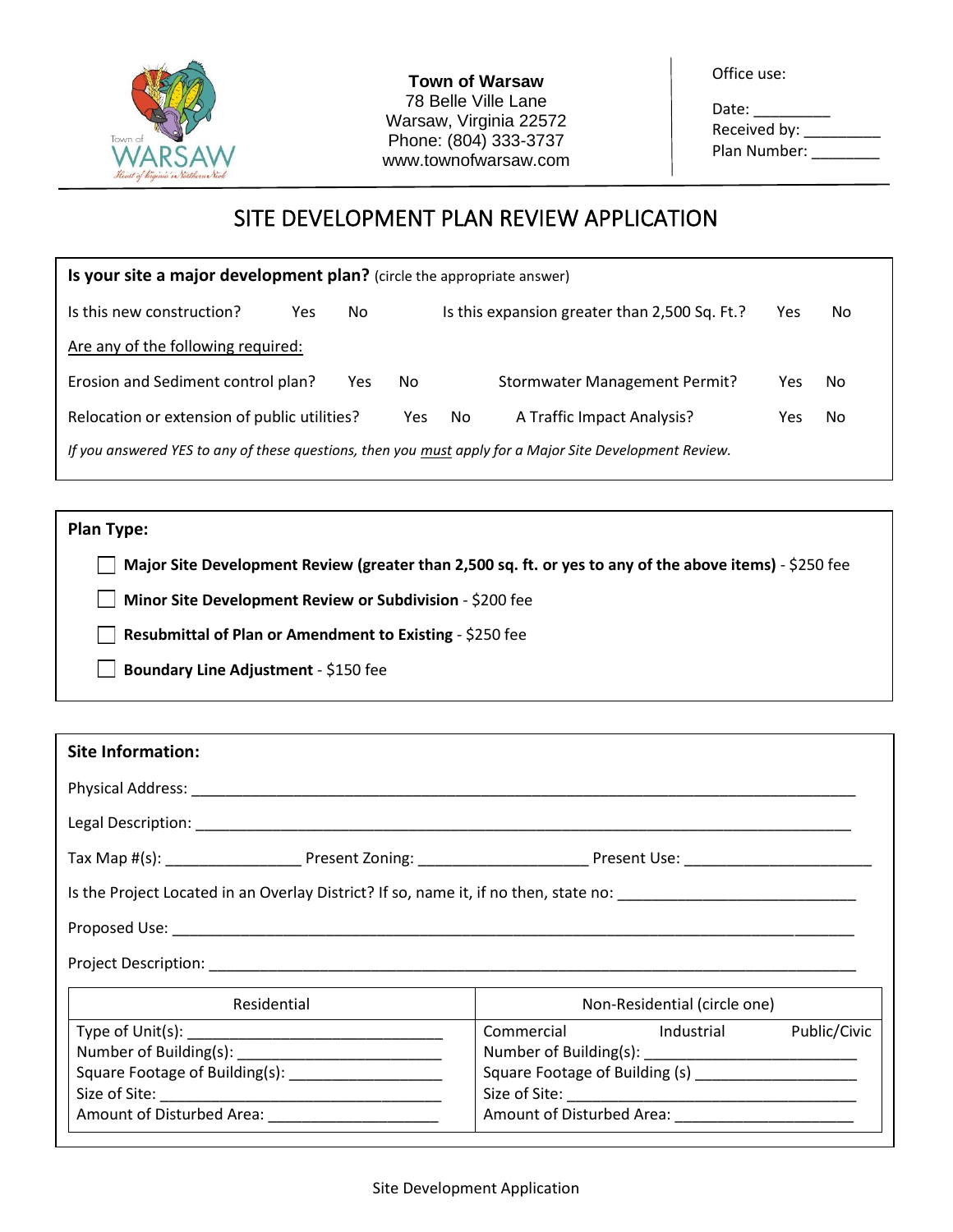**Town of Warsaw**
78 Belle Ville Lane
Warsaw, Virginia 22572
Phone: (804) 333-3737
www.townofwarsaw.com

Office use:

Date: _________
Received by: _________
Plan Number: ________

# SITE DEVELOPMENT PLAN REVIEW APPLICATION

**Is your site a major development plan?** (circle the appropriate answer)

Is this new construction? Yes No — Is this expansion greater than 2,500 Sq. Ft.? Yes No

Are any of the following required:

Erosion and Sediment control plan? Yes No — Stormwater Management Permit? Yes No

Relocation or extension of public utilities? Yes No — A Traffic Impact Analysis? Yes No

*If you answered YES to any of these questions, then you must apply for a Major Site Development Review.*

**Plan Type:**

- ☐ **Major Site Development Review (greater than 2,500 sq. ft. or yes to any of the above items)** - $250 fee
- ☐ **Minor Site Development Review or Subdivision** - $200 fee
- ☐ **Resubmittal of Plan or Amendment to Existing** - $250 fee
- ☐ **Boundary Line Adjustment** - $150 fee

**Site Information:**

Physical Address: ______________________________________________

Legal Description: ______________________________________________

Tax Map #(s): ________________ Present Zoning: ____________________ Present Use: ______________________

Is the Project Located in an Overlay District? If so, name it, if no then, state no: ____________________________

Proposed Use: ______________________________________________

Project Description: ______________________________________________

| Residential | Non-Residential (circle one) |
|---|---|
| Type of Unit(s): ______________________________ | Commercial Industrial Public/Civic |
| Number of Building(s): ________________________ | Number of Building(s): ________________________ |
| Square Footage of Building(s): __________________ | Square Footage of Building (s) ___________________ |
| Size of Site: __________________________________ | Size of Site: __________________________________ |
| Amount of Disturbed Area: ____________________ | Amount of Disturbed Area: _____________________ |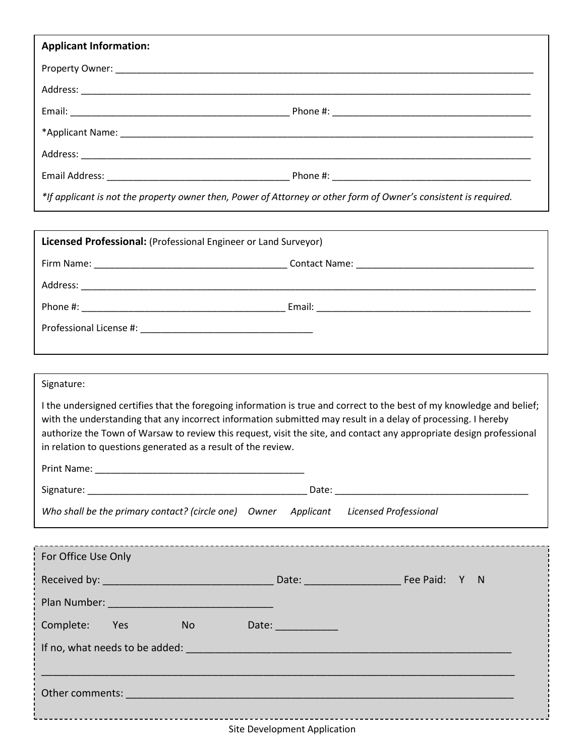**Applicant Information:**

Property Owner: ______________________________________________

Address: ______________________________________________

Email: ______________________ Phone #: ______________________

*Applicant Name: ______________________________________________

Address: ______________________________________________

Email Address: ______________________ Phone #: ______________________

*\*If applicant is not the property owner then, Power of Attorney or other form of Owner's consistent is required.*

**Licensed Professional:** (Professional Engineer or Land Surveyor)

Firm Name: ______________________ Contact Name: ______________________

Address: ______________________________________________

Phone #: ______________________ Email: ______________________

Professional License #: ______________________

Signature:

I the undersigned certifies that the foregoing information is true and correct to the best of my knowledge and belief; with the understanding that any incorrect information submitted may result in a delay of processing. I hereby authorize the Town of Warsaw to review this request, visit the site, and contact any appropriate design professional in relation to questions generated as a result of the review.

Print Name: ______________________

Signature: ______________________ Date: ______________________

*Who shall be the primary contact? (circle one) Owner Applicant Licensed Professional*

For Office Use Only

Received by: ______________________ Date: ______________ Fee Paid: Y N

Plan Number: ______________________

Complete: Yes No Date: ___________

If no, what needs to be added: ______________________________________________

______________________________________________

Other comments: ______________________________________________

Site Development Application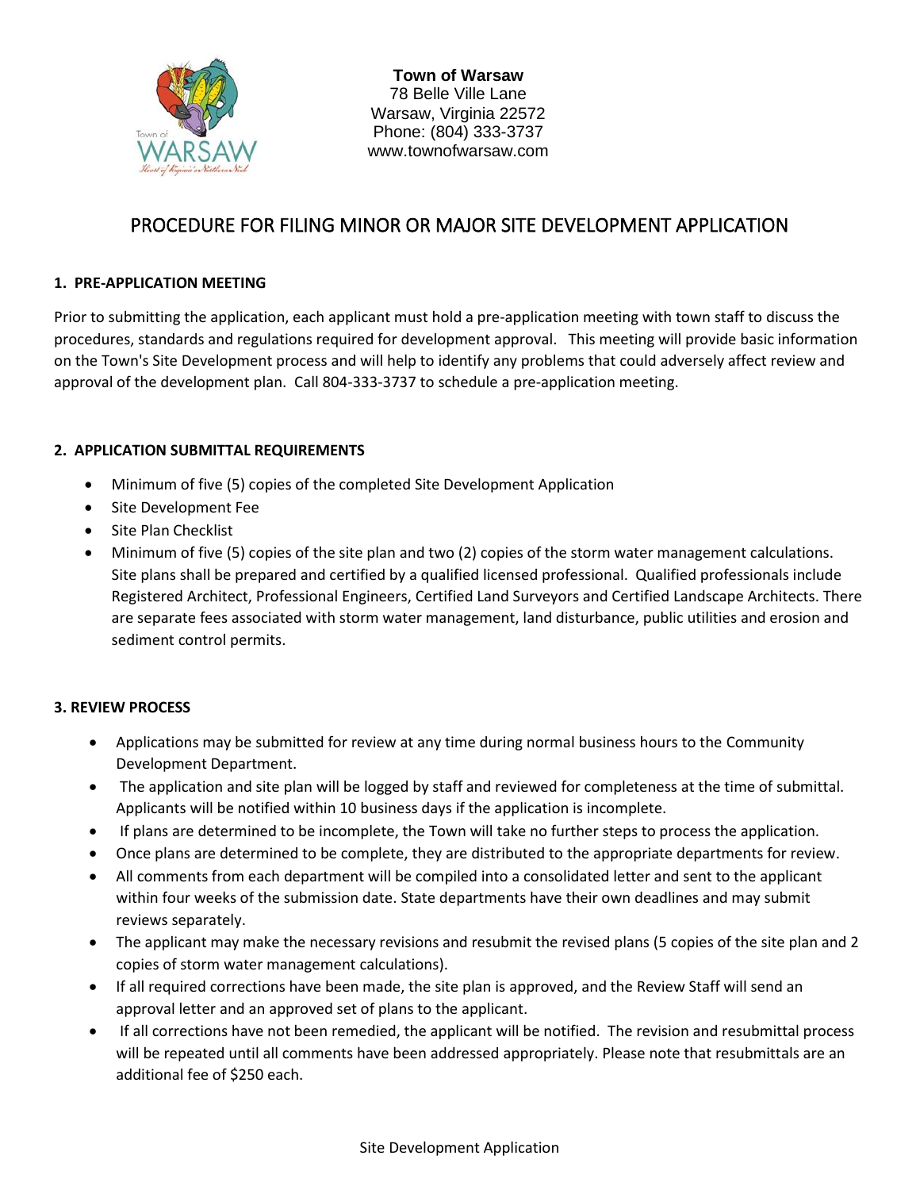**Town of Warsaw**
78 Belle Ville Lane
Warsaw, Virginia 22572
Phone: (804) 333-3737
www.townofwarsaw.com

# PROCEDURE FOR FILING MINOR OR MAJOR SITE DEVELOPMENT APPLICATION

## 1. PRE-APPLICATION MEETING

Prior to submitting the application, each applicant must hold a pre-application meeting with town staff to discuss the procedures, standards and regulations required for development approval. This meeting will provide basic information on the Town's Site Development process and will help to identify any problems that could adversely affect review and approval of the development plan. Call 804-333-3737 to schedule a pre-application meeting.

## 2. APPLICATION SUBMITTAL REQUIREMENTS

- Minimum of five (5) copies of the completed Site Development Application
- Site Development Fee
- Site Plan Checklist
- Minimum of five (5) copies of the site plan and two (2) copies of the storm water management calculations. Site plans shall be prepared and certified by a qualified licensed professional. Qualified professionals include Registered Architect, Professional Engineers, Certified Land Surveyors and Certified Landscape Architects. There are separate fees associated with storm water management, land disturbance, public utilities and erosion and sediment control permits.

## 3. REVIEW PROCESS

- Applications may be submitted for review at any time during normal business hours to the Community Development Department.
- The application and site plan will be logged by staff and reviewed for completeness at the time of submittal. Applicants will be notified within 10 business days if the application is incomplete.
- If plans are determined to be incomplete, the Town will take no further steps to process the application.
- Once plans are determined to be complete, they are distributed to the appropriate departments for review.
- All comments from each department will be compiled into a consolidated letter and sent to the applicant within four weeks of the submission date. State departments have their own deadlines and may submit reviews separately.
- The applicant may make the necessary revisions and resubmit the revised plans (5 copies of the site plan and 2 copies of storm water management calculations).
- If all required corrections have been made, the site plan is approved, and the Review Staff will send an approval letter and an approved set of plans to the applicant.
- If all corrections have not been remedied, the applicant will be notified. The revision and resubmittal process will be repeated until all comments have been addressed appropriately. Please note that resubmittals are an additional fee of $250 each.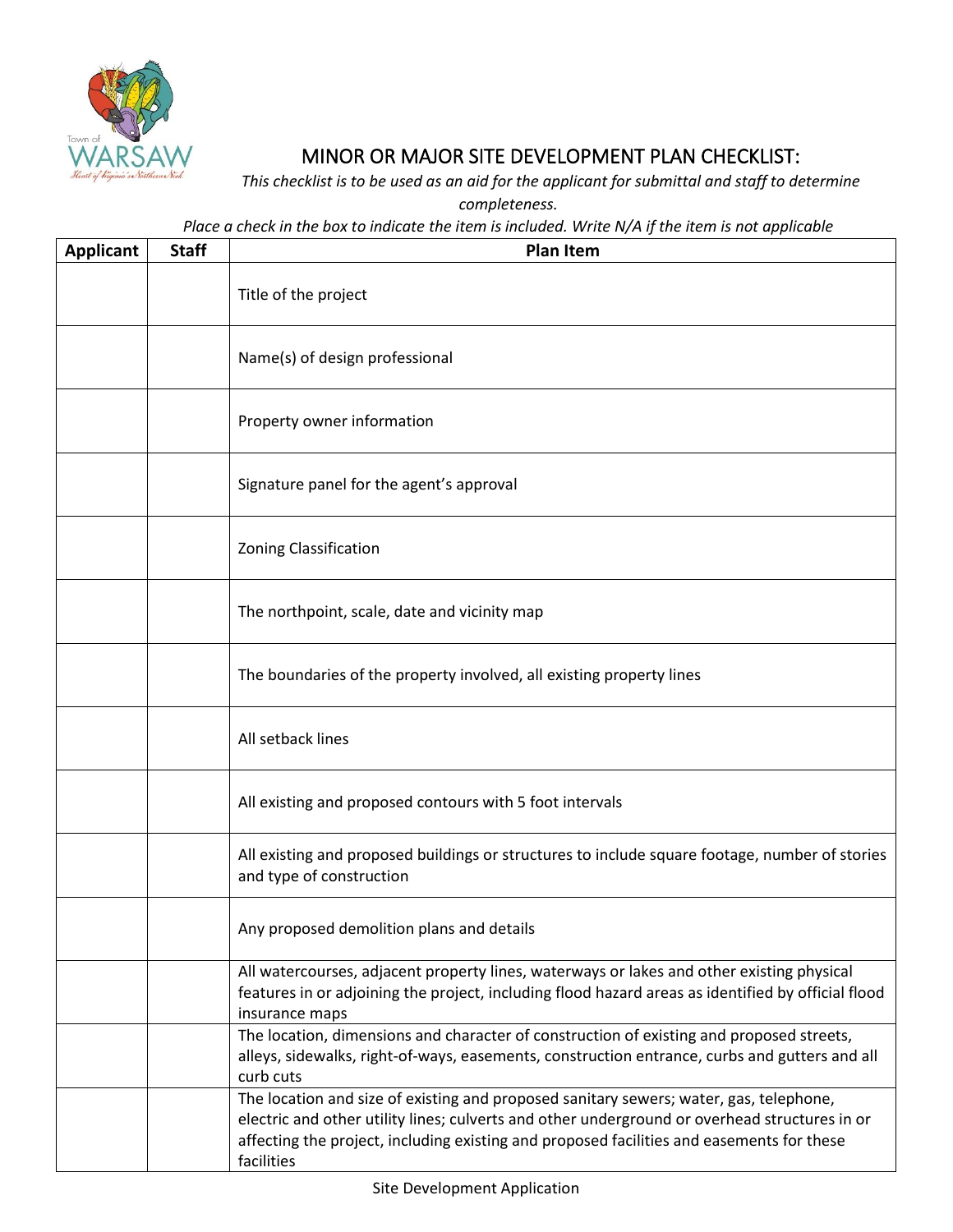# MINOR OR MAJOR SITE DEVELOPMENT PLAN CHECKLIST:

*This checklist is to be used as an aid for the applicant for submittal and staff to determine completeness.*

*Place a check in the box to indicate the item is included. Write N/A if the item is not applicable*

| Applicant | Staff | Plan Item |
|---|---|---|
| | | Title of the project |
| | | Name(s) of design professional |
| | | Property owner information |
| | | Signature panel for the agent's approval |
| | | Zoning Classification |
| | | The northpoint, scale, date and vicinity map |
| | | The boundaries of the property involved, all existing property lines |
| | | All setback lines |
| | | All existing and proposed contours with 5 foot intervals |
| | | All existing and proposed buildings or structures to include square footage, number of stories and type of construction |
| | | Any proposed demolition plans and details |
| | | All watercourses, adjacent property lines, waterways or lakes and other existing physical features in or adjoining the project, including flood hazard areas as identified by official flood insurance maps |
| | | The location, dimensions and character of construction of existing and proposed streets, alleys, sidewalks, right-of-ways, easements, construction entrance, curbs and gutters and all curb cuts |
| | | The location and size of existing and proposed sanitary sewers; water, gas, telephone, electric and other utility lines; culverts and other underground or overhead structures in or affecting the project, including existing and proposed facilities and easements for these facilities |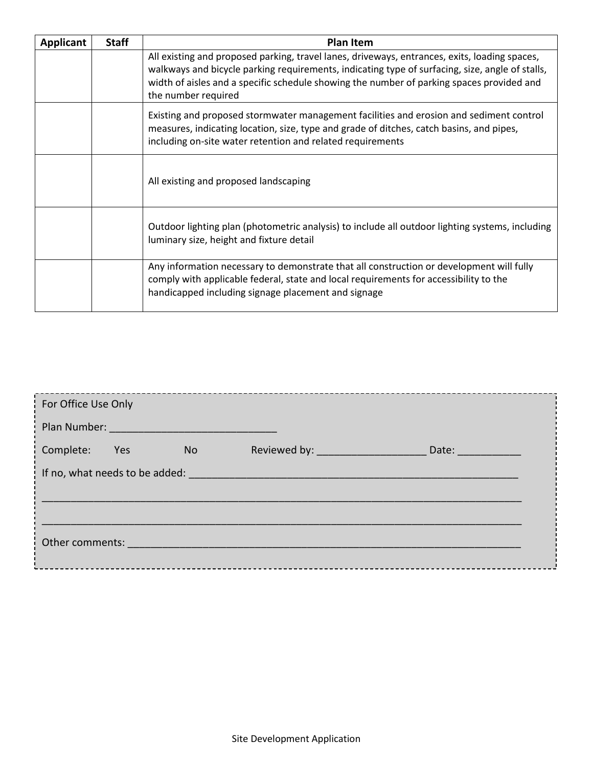| Applicant | Staff | Plan Item |
|---|---|---|
| | | All existing and proposed parking, travel lanes, driveways, entrances, exits, loading spaces, walkways and bicycle parking requirements, indicating type of surfacing, size, angle of stalls, width of aisles and a specific schedule showing the number of parking spaces provided and the number required |
| | | Existing and proposed stormwater management facilities and erosion and sediment control measures, indicating location, size, type and grade of ditches, catch basins, and pipes, including on-site water retention and related requirements |
| | | All existing and proposed landscaping |
| | | Outdoor lighting plan (photometric analysis) to include all outdoor lighting systems, including luminary size, height and fixture detail |
| | | Any information necessary to demonstrate that all construction or development will fully comply with applicable federal, state and local requirements for accessibility to the handicapped including signage placement and signage |

For Office Use Only

Plan Number: ____________________________

Complete: Yes No Reviewed by: __________________ Date: __________

If no, what needs to be added: ________________________________________________________

________________________________________________________________________________

________________________________________________________________________________

Other comments: _________________________________________________________________